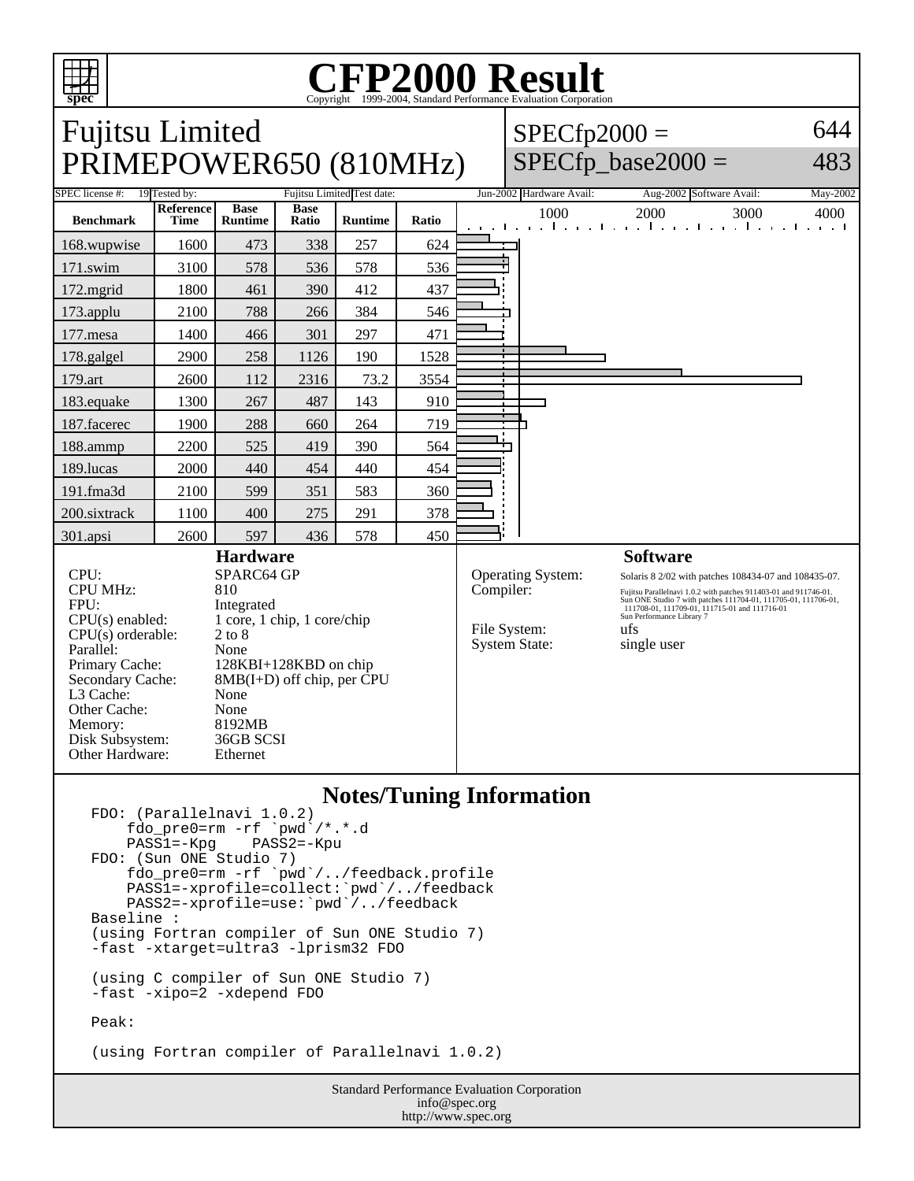# CFP2000 Result

Copyright 1999-2004, Standard Performance Evaluation Corporation

## Fujitsu Limited
## PRIMEPOWER650 (810MHz)

SPECfp2000 = 644

SPECfp_base2000 = 483

| SPEC license #: | 19 | Tested by: | Fujitsu Limited | Test date: | Jun-2002 | Hardware Avail: | Aug-2002 | Software Avail: | May-2002 |
|---|---|---|---|---|---|---|---|---|---|

| Benchmark | Reference Time | Base Runtime | Base Ratio | Runtime | Ratio |
|---|---|---|---|---|---|
| 168.wupwise | 1600 | 473 | 338 | 257 | 624 |
| 171.swim | 3100 | 578 | 536 | 578 | 536 |
| 172.mgrid | 1800 | 461 | 390 | 412 | 437 |
| 173.applu | 2100 | 788 | 266 | 384 | 546 |
| 177.mesa | 1400 | 466 | 301 | 297 | 471 |
| 178.galgel | 2900 | 258 | 1126 | 190 | 1528 |
| 179.art | 2600 | 112 | 2316 | 73.2 | 3554 |
| 183.equake | 1300 | 267 | 487 | 143 | 910 |
| 187.facerec | 1900 | 288 | 660 | 264 | 719 |
| 188.ammp | 2200 | 525 | 419 | 390 | 564 |
| 189.lucas | 2000 | 440 | 454 | 440 | 454 |
| 191.fma3d | 2100 | 599 | 351 | 583 | 360 |
| 200.sixtrack | 1100 | 400 | 275 | 291 | 378 |
| 301.apsi | 2600 | 597 | 436 | 578 | 450 |

### Hardware

| | |
|---|---|
| CPU: | SPARC64 GP |
| CPU MHz: | 810 |
| FPU: | Integrated |
| CPU(s) enabled: | 1 core, 1 chip, 1 core/chip |
| CPU(s) orderable: | 2 to 8 |
| Parallel: | None |
| Primary Cache: | 128KBI+128KBD on chip |
| Secondary Cache: | 8MB(I+D) off chip, per CPU |
| L3 Cache: | None |
| Other Cache: | None |
| Memory: | 8192MB |
| Disk Subsystem: | 36GB SCSI |
| Other Hardware: | Ethernet |

### Software

| | |
|---|---|
| Operating System: | Solaris 8 2/02 with patches 108434-07 and 108435-07. |
| Compiler: | Fujitsu Parallelnavi 1.0.2 with patches 911403-01 and 911746-01. Sun ONE Studio 7 with patches 111704-01, 111705-01, 111706-01, 111708-01, 111709-01, 111715-01 and 111716-01 Sun Performance Library 7 |
| File System: | ufs |
| System State: | single user |

### Notes/Tuning Information

```
FDO: (Parallelnavi 1.0.2)
    fdo_pre0=rm -rf `pwd`/*.*.d
    PASS1=-Kpg    PASS2=-Kpu
FDO: (Sun ONE Studio 7)
    fdo_pre0=rm -rf `pwd`/../feedback.profile
    PASS1=-xprofile=collect:`pwd`/../feedback
    PASS2=-xprofile=use:`pwd`/../feedback
Baseline :
(using Fortran compiler of Sun ONE Studio 7)
-fast -xtarget=ultra3 -lprism32 FDO

(using C compiler of Sun ONE Studio 7)
-fast -xipo=2 -xdepend FDO

Peak:

(using Fortran compiler of Parallelnavi 1.0.2)
```

Standard Performance Evaluation Corporation
info@spec.org
http://www.spec.org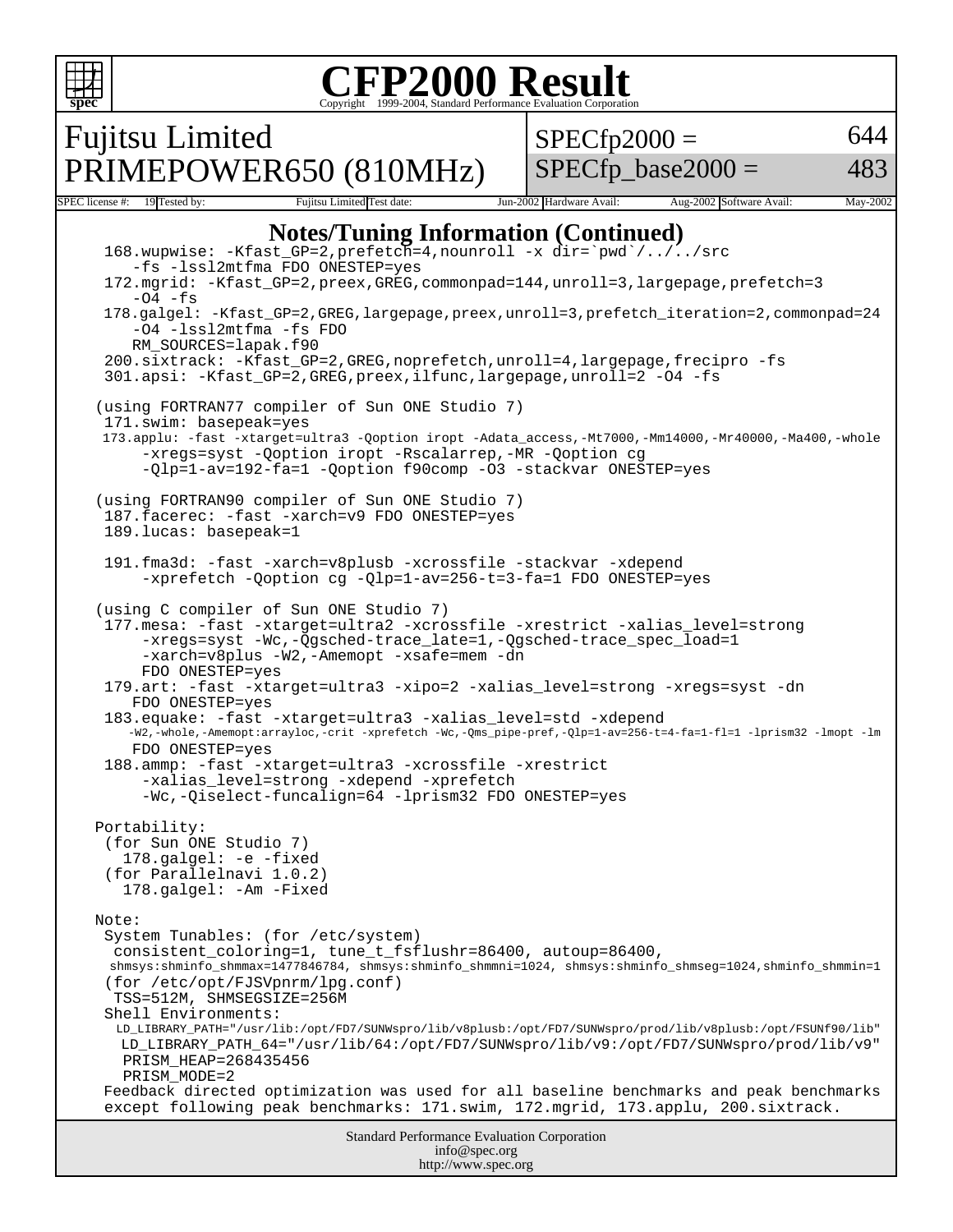# CFP2000 Result

Copyright 1999-2004, Standard Performance Evaluation Corporation

**Fujitsu Limited**
**PRIMEPOWER650 (810MHz)**

SPECfp2000 = 644
SPECfp_base2000 = 483

| SPEC license #: | 19 | Tested by: | Fujitsu Limited | Test date: | Jun-2002 | Hardware Avail: | Aug-2002 | Software Avail: | May-2002 |
|---|---|---|---|---|---|---|---|---|---|

## Notes/Tuning Information (Continued)

```
168.wupwise: -Kfast_GP=2,prefetch=4,nounroll -x dir=`pwd`/../../src
    -fs -lssl2mtfma FDO ONESTEP=yes
172.mgrid: -Kfast_GP=2,preex,GREG,commonpad=144,unroll=3,largepage,prefetch=3
    -O4 -fs
178.galgel: -Kfast_GP=2,GREG,largepage,preex,unroll=3,prefetch_iteration=2,commonpad=24
    -O4 -lssl2mtfma -fs FDO
    RM_SOURCES=lapak.f90
200.sixtrack: -Kfast_GP=2,GREG,noprefetch,unroll=4,largepage,frecipro -fs
301.apsi: -Kfast_GP=2,GREG,preex,ilfunc,largepage,unroll=2 -O4 -fs

(using FORTRAN77 compiler of Sun ONE Studio 7)
171.swim: basepeak=yes
173.applu: -fast -xtarget=ultra3 -Qoption iropt -Adata_access,-Mt7000,-Mm14000,-Mr40000,-Ma400,-whole
     -xregs=syst -Qoption iropt -Rscalarrep,-MR -Qoption cg
     -Qlp=1-av=192-fa=1 -Qoption f90comp -O3 -stackvar ONESTEP=yes

(using FORTRAN90 compiler of Sun ONE Studio 7)
187.facerec: -fast -xarch=v9 FDO ONESTEP=yes
189.lucas: basepeak=1

191.fma3d: -fast -xarch=v8plusb -xcrossfile -stackvar -xdepend
     -xprefetch -Qoption cg -Qlp=1-av=256-t=3-fa=1 FDO ONESTEP=yes

(using C compiler of Sun ONE Studio 7)
177.mesa: -fast -xtarget=ultra2 -xcrossfile -xrestrict -xalias_level=strong
     -xregs=syst -Wc,-Qgsched-trace_late=1,-Qgsched-trace_spec_load=1
     -xarch=v8plus -W2,-Amemopt -xsafe=mem -dn
     FDO ONESTEP=yes
179.art: -fast -xtarget=ultra3 -xipo=2 -xalias_level=strong -xregs=syst -dn
    FDO ONESTEP=yes
183.equake: -fast -xtarget=ultra3 -xalias_level=std -xdepend
    -W2,-whole,-Amemopt:arrayloc,-crit -xprefetch -Wc,-Qms_pipe-pref,-Qlp=1-av=256-t=4-fa=1-fl=1 -lprism32 -lmopt -lm
    FDO ONESTEP=yes
188.ammp: -fast -xtarget=ultra3 -xcrossfile -xrestrict
     -xalias_level=strong -xdepend -xprefetch
     -Wc,-Qiselect-funcalign=64 -lprism32 FDO ONESTEP=yes

Portability:
 (for Sun ONE Studio 7)
   178.galgel: -e -fixed
 (for Parallelnavi 1.0.2)
   178.galgel: -Am -Fixed

Note:
 System Tunables: (for /etc/system)
  consistent_coloring=1, tune_t_fsflushr=86400, autoup=86400,
  shmsys:shminfo_shmmax=1477846784, shmsys:shminfo_shmmni=1024, shmsys:shminfo_shmseg=1024,shminfo_shmmin=1
 (for /etc/opt/FJSVpnrm/lpg.conf)
  TSS=512M, SHMSEGSIZE=256M
 Shell Environments:
  LD_LIBRARY_PATH="/usr/lib:/opt/FD7/SUNWspro/lib/v8plusb:/opt/FD7/SUNWspro/prod/lib/v8plusb:/opt/FSUNf90/lib"
  LD_LIBRARY_PATH_64="/usr/lib/64:/opt/FD7/SUNWspro/lib/v9:/opt/FD7/SUNWspro/prod/lib/v9"
  PRISM_HEAP=268435456
  PRISM_MODE=2
 Feedback directed optimization was used for all baseline benchmarks and peak benchmarks
 except following peak benchmarks: 171.swim, 172.mgrid, 173.applu, 200.sixtrack.
```

Standard Performance Evaluation Corporation
info@spec.org
http://www.spec.org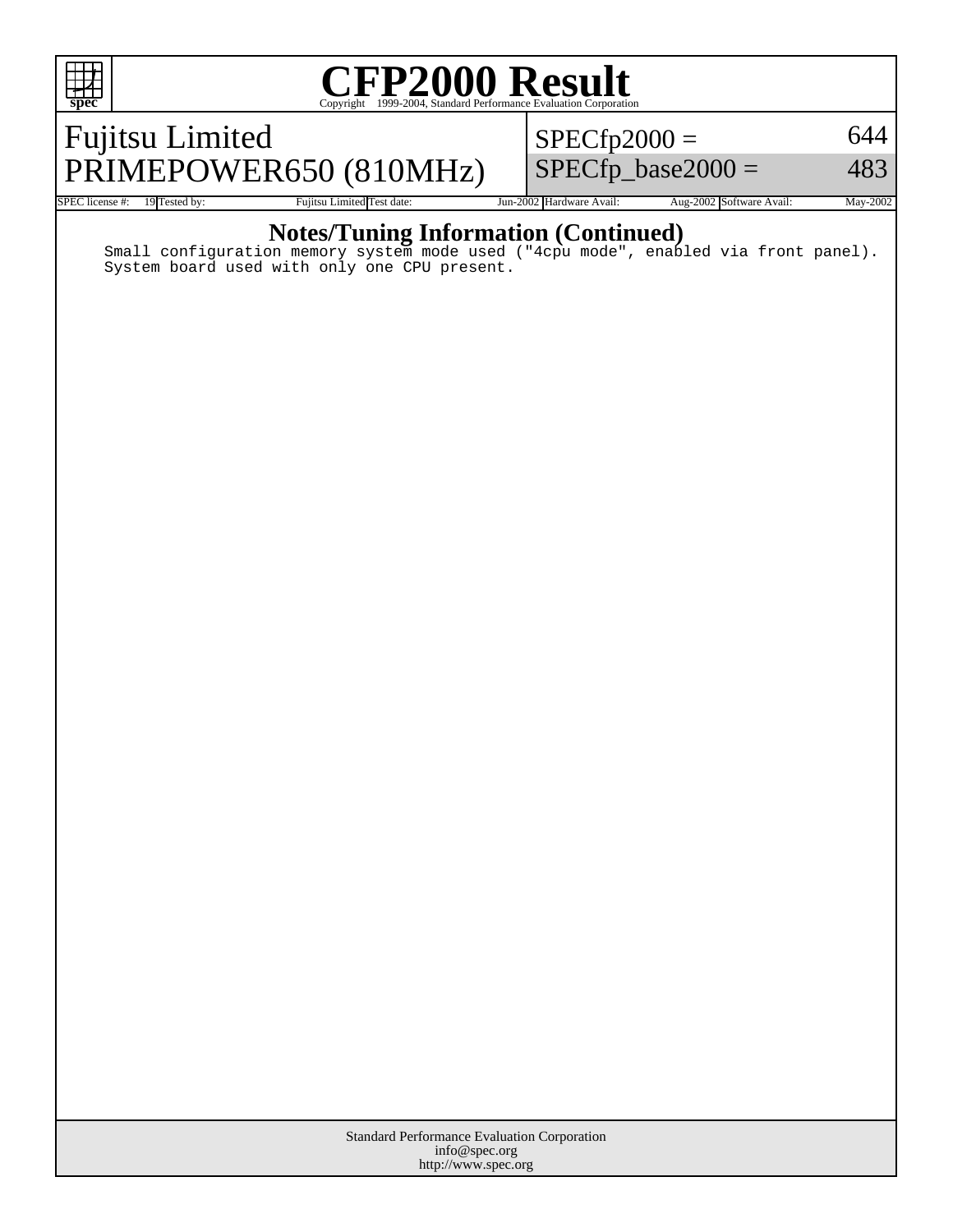# CFP2000 Result

Copyright 1999-2004, Standard Performance Evaluation Corporation

## Fujitsu Limited
## PRIMEPOWER650 (810MHz)

SPECfp2000 = 644

SPECfp_base2000 = 483

| SPEC license #: | 19 | Tested by: | Fujitsu Limited | Test date: | Jun-2002 | Hardware Avail: | Aug-2002 | Software Avail: | May-2002 |
|---|---|---|---|---|---|---|---|---|---|

### Notes/Tuning Information (Continued)

```
Small configuration memory system mode used ("4cpu mode", enabled via front panel).
System board used with only one CPU present.
```

Standard Performance Evaluation Corporation
info@spec.org
http://www.spec.org